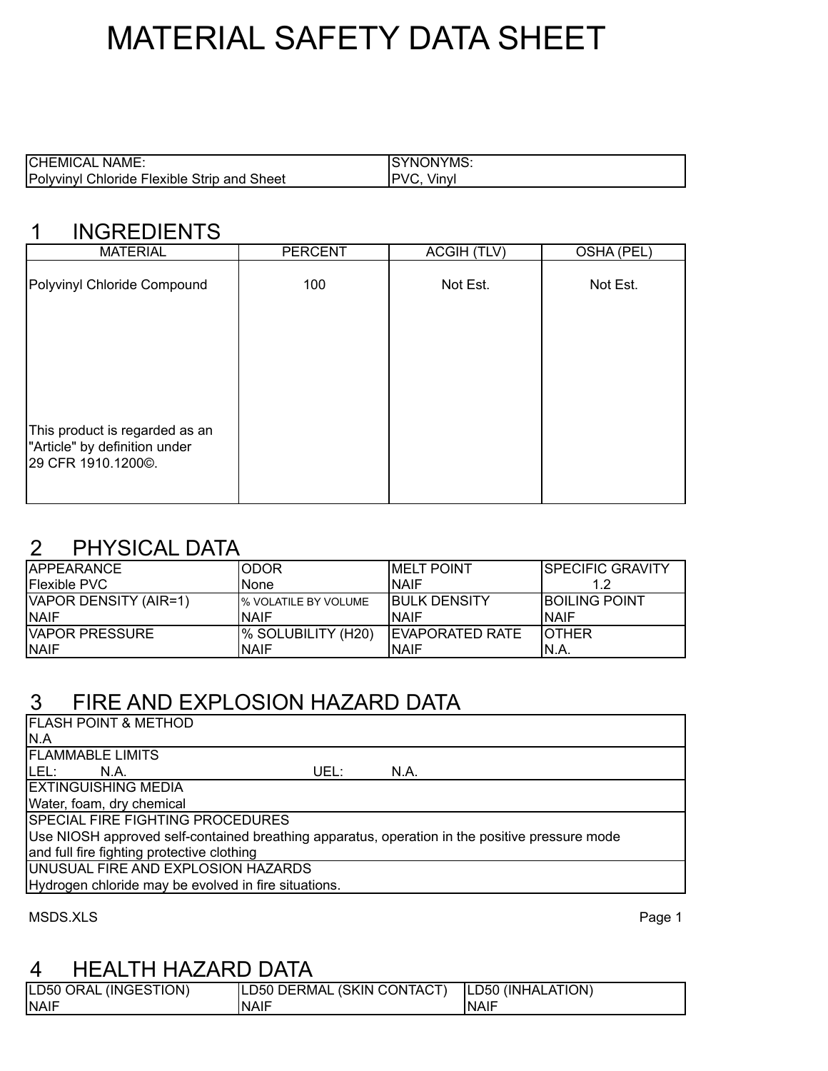# MATERIAL SAFETY DATA SHEET

| CHEMICAL NAME: | SYNONYMS: |
|---|---|
| Polyvinyl Chloride Flexible Strip and Sheet | PVC, Vinyl |

## 1 INGREDIENTS

| MATERIAL | PERCENT | ACGIH (TLV) | OSHA (PEL) |
|---|---|---|---|
| Polyvinyl Chloride Compound | 100 | Not Est. | Not Est. |
| This product is regarded as an "Article" by definition under 29 CFR 1910.1200©. | | | |

## 2 PHYSICAL DATA

| APPEARANCE | ODOR | MELT POINT | SPECIFIC GRAVITY |
|---|---|---|---|
| Flexible PVC | None | NAIF | 1.2 |
| VAPOR DENSITY (AIR=1) | % VOLATILE BY VOLUME | BULK DENSITY | BOILING POINT |
| NAIF | NAIF | NAIF | NAIF |
| VAPOR PRESSURE | % SOLUBILITY (H20) | EVAPORATED RATE | OTHER |
| NAIF | NAIF | NAIF | N.A. |

## 3 FIRE AND EXPLOSION HAZARD DATA

| FLASH POINT & METHOD |
|---|
| N.A |
| FLAMMABLE LIMITS |
| LEL: N.A. UEL: N.A. |
| EXTINGUISHING MEDIA |
| Water, foam, dry chemical |
| SPECIAL FIRE FIGHTING PROCEDURES |
| Use NIOSH approved self-contained breathing apparatus, operation in the positive pressure mode and full fire fighting protective clothing |
| UNUSUAL FIRE AND EXPLOSION HAZARDS |
| Hydrogen chloride may be evolved in fire situations. |

MSDS.XLS

## 4 HEALTH HAZARD DATA

| LD50 ORAL (INGESTION) | LD50 DERMAL (SKIN CONTACT) | LD50 (INHALATION) |
|---|---|---|
| NAIF | NAIF | NAIF |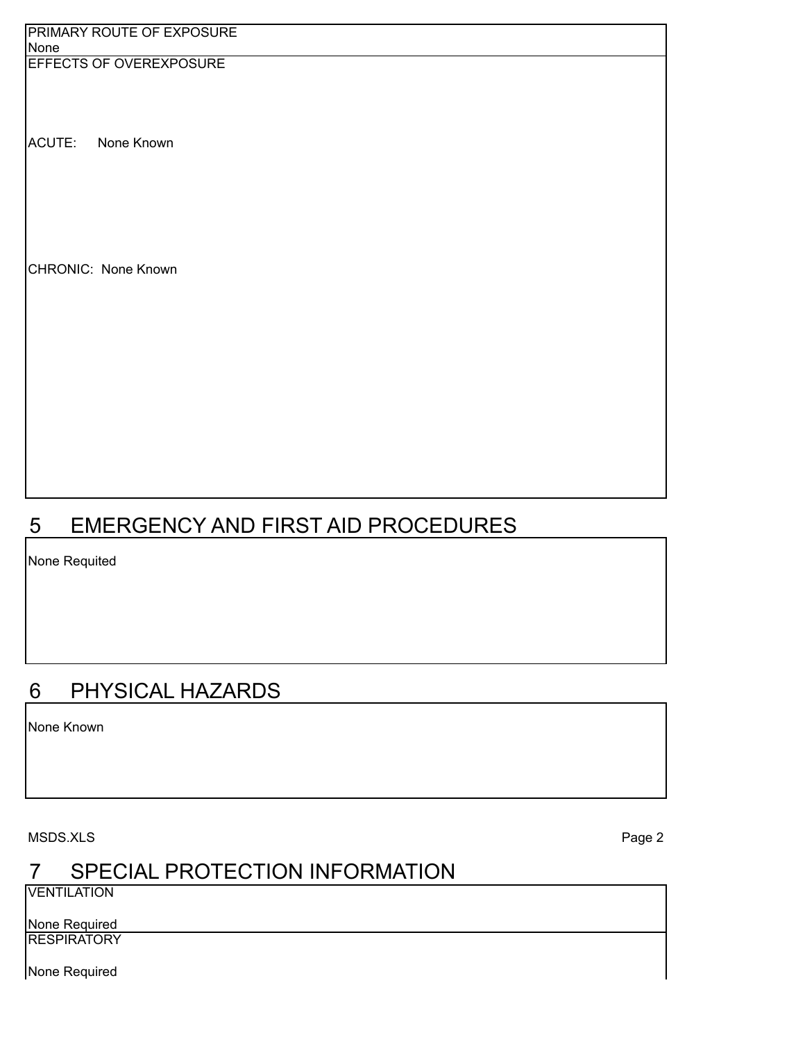PRIMARY ROUTE OF EXPOSURE

None

EFFECTS OF OVEREXPOSURE

ACUTE: None Known

CHRONIC: None Known

## 5 EMERGENCY AND FIRST AID PROCEDURES

None Requited

## 6 PHYSICAL HAZARDS

None Known

MSDS.XLS

## 7 SPECIAL PROTECTION INFORMATION

VENTILATION

None Required

RESPIRATORY

None Required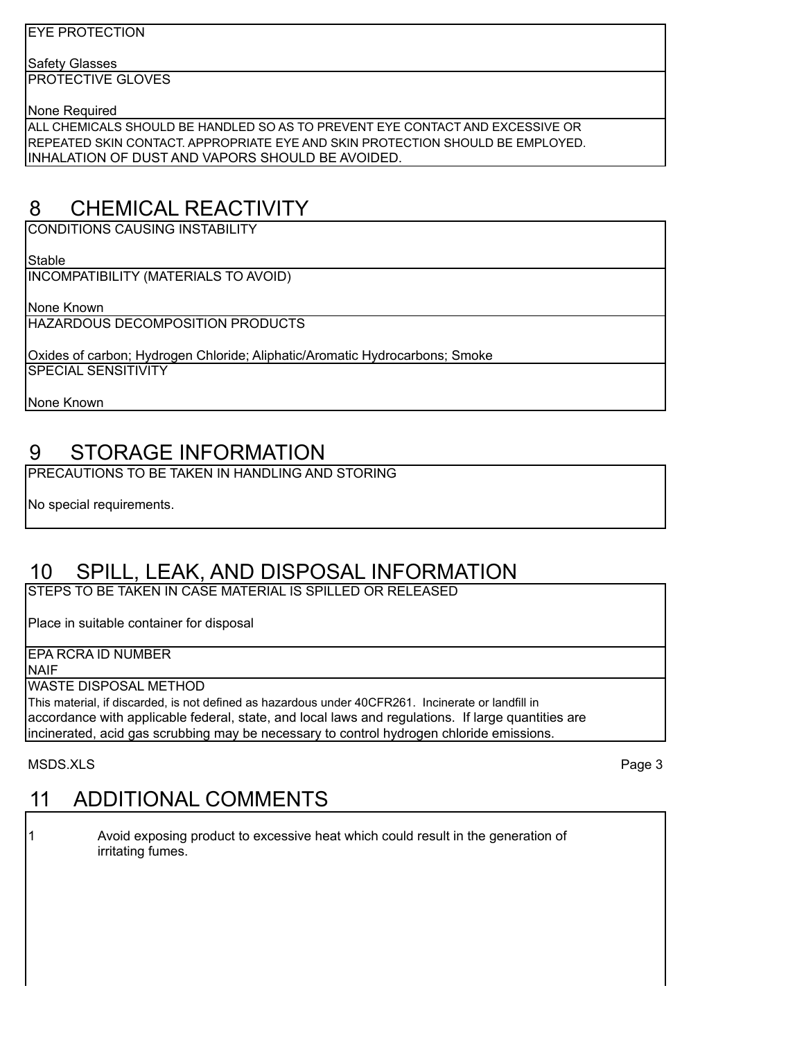EYE PROTECTION

Safety Glasses

PROTECTIVE GLOVES

None Required

ALL CHEMICALS SHOULD BE HANDLED SO AS TO PREVENT EYE CONTACT AND EXCESSIVE OR REPEATED SKIN CONTACT. APPROPRIATE EYE AND SKIN PROTECTION SHOULD BE EMPLOYED. INHALATION OF DUST AND VAPORS SHOULD BE AVOIDED.

## 8 CHEMICAL REACTIVITY

CONDITIONS CAUSING INSTABILITY

Stable

INCOMPATIBILITY (MATERIALS TO AVOID)

None Known

HAZARDOUS DECOMPOSITION PRODUCTS

Oxides of carbon; Hydrogen Chloride; Aliphatic/Aromatic Hydrocarbons; Smoke

SPECIAL SENSITIVITY

None Known

## 9 STORAGE INFORMATION

PRECAUTIONS TO BE TAKEN IN HANDLING AND STORING

No special requirements.

## 10 SPILL, LEAK, AND DISPOSAL INFORMATION

STEPS TO BE TAKEN IN CASE MATERIAL IS SPILLED OR RELEASED

Place in suitable container for disposal

EPA RCRA ID NUMBER

NAIF

WASTE DISPOSAL METHOD

This material, if discarded, is not defined as hazardous under 40CFR261. Incinerate or landfill in accordance with applicable federal, state, and local laws and regulations. If large quantities are incinerated, acid gas scrubbing may be necessary to control hydrogen chloride emissions.

## 11 ADDITIONAL COMMENTS

1 Avoid exposing product to excessive heat which could result in the generation of irritating fumes.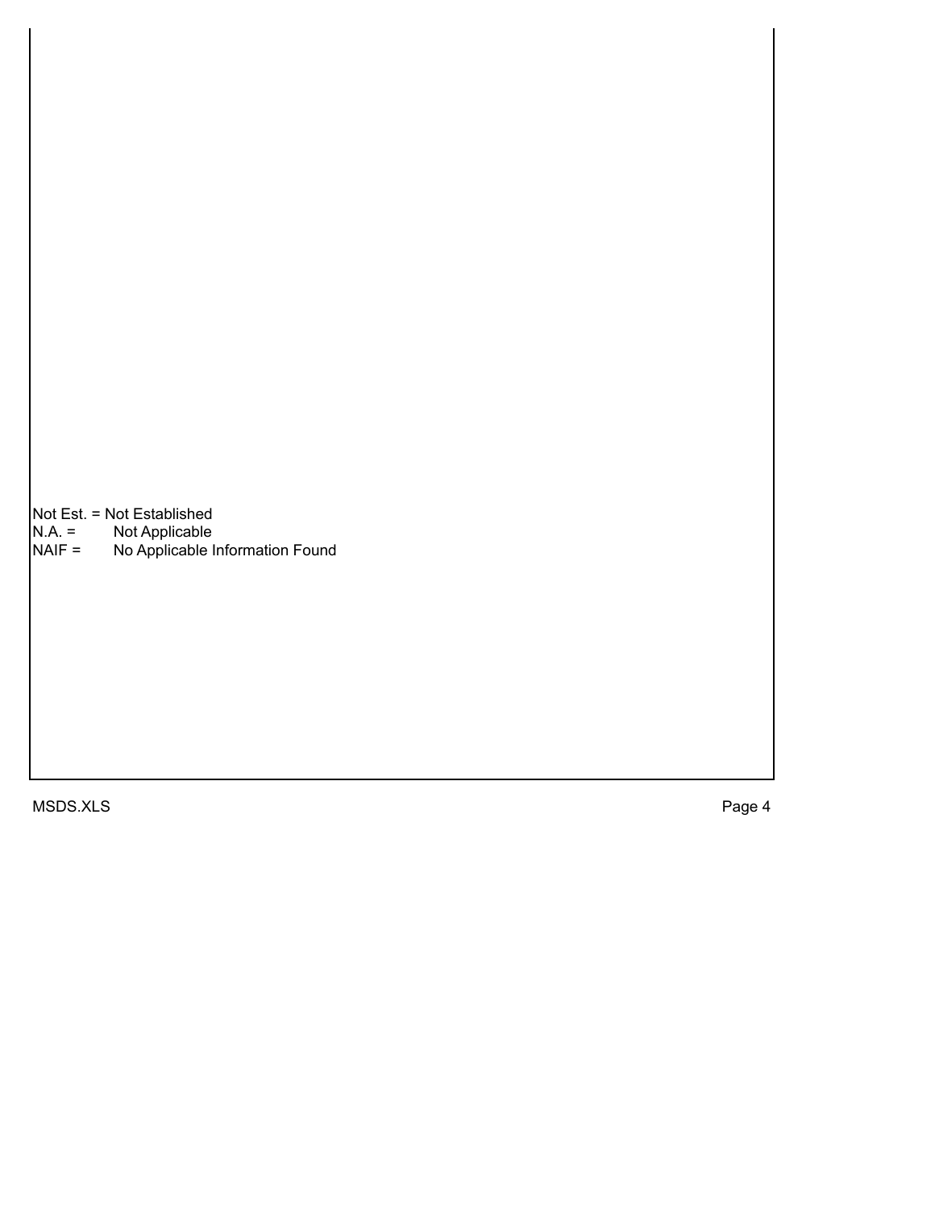Not Est. = Not Established
N.A. = Not Applicable
NAIF = No Applicable Information Found